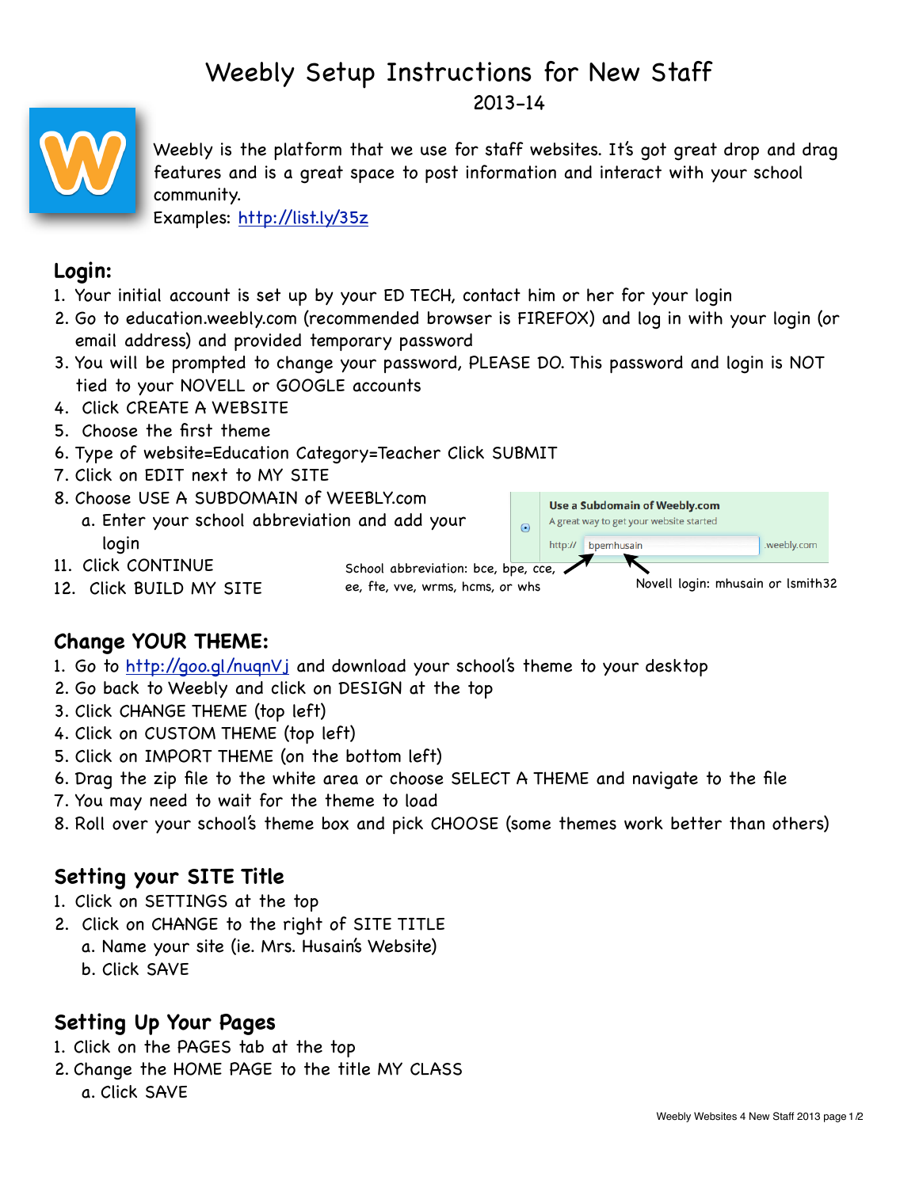# Weebly Setup Instructions for New Staff

2013-14

Weebly is the platform that we use for staff websites. It's got great drop and drag features and is a great space to post information and interact with your school community.

Examples: http://list.ly/35z

## Login:

1. Your initial account is set up by your ED TECH, contact him or her for your login
2. Go to education.weebly.com (recommended browser is FIREFOX) and log in with your login (or email address) and provided temporary password
3. You will be prompted to change your password, PLEASE DO. This password and login is NOT tied to your NOVELL or GOOGLE accounts
4. Click CREATE A WEBSITE
5. Choose the first theme
6. Type of website=Education Category=Teacher Click SUBMIT
7. Click on EDIT next to MY SITE
8. Choose USE A SUBDOMAIN of WEEBLY.com
   a. Enter your school abbreviation and add your login

11. Click CONTINUE
12. Click BUILD MY SITE

Use a Subdomain of Weebly.com
A great way to get your website started
http:// bpemhusain .weebly.com

School abbreviation: bce, bpe, cce, ee, fte, vve, wrms, hcms, or whs

Novell login: mhusain or lsmith32

## Change YOUR THEME:

1. Go to http://goo.gl/nuqnVj and download your school's theme to your desktop
2. Go back to Weebly and click on DESIGN at the top
3. Click CHANGE THEME (top left)
4. Click on CUSTOM THEME (top left)
5. Click on IMPORT THEME (on the bottom left)
6. Drag the zip file to the white area or choose SELECT A THEME and navigate to the file
7. You may need to wait for the theme to load
8. Roll over your school's theme box and pick CHOOSE (some themes work better than others)

## Setting your SITE Title

1. Click on SETTINGS at the top
2. Click on CHANGE to the right of SITE TITLE
   a. Name your site (ie. Mrs. Husain's Website)
   b. Click SAVE

## Setting Up Your Pages

1. Click on the PAGES tab at the top
2. Change the HOME PAGE to the title MY CLASS
   a. Click SAVE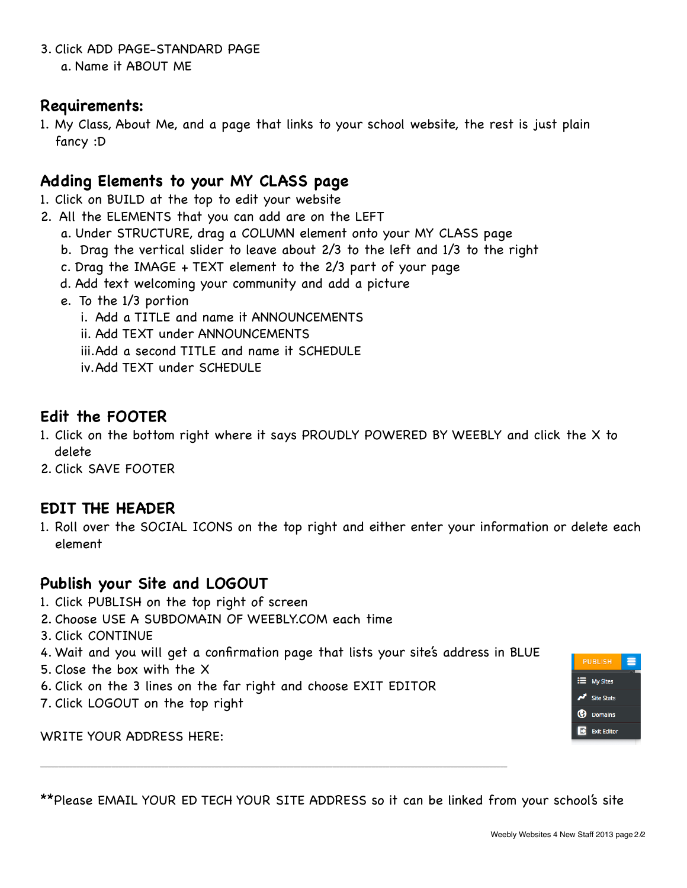3. Click ADD PAGE-STANDARD PAGE
    a. Name it ABOUT ME

## Requirements:

1. My Class, About Me, and a page that links to your school website, the rest is just plain fancy :D

## Adding Elements to your MY CLASS page

1. Click on BUILD at the top to edit your website
2. All the ELEMENTS that you can add are on the LEFT
    a. Under STRUCTURE, drag a COLUMN element onto your MY CLASS page
    b. Drag the vertical slider to leave about 2/3 to the left and 1/3 to the right
    c. Drag the IMAGE + TEXT element to the 2/3 part of your page
    d. Add text welcoming your community and add a picture
    e. To the 1/3 portion
        i. Add a TITLE and name it ANNOUNCEMENTS
        ii. Add TEXT under ANNOUNCEMENTS
        iii. Add a second TITLE and name it SCHEDULE
        iv. Add TEXT under SCHEDULE

## Edit the FOOTER

1. Click on the bottom right where it says PROUDLY POWERED BY WEEBLY and click the X to delete
2. Click SAVE FOOTER

## EDIT THE HEADER

1. Roll over the SOCIAL ICONS on the top right and either enter your information or delete each element

## Publish your Site and LOGOUT

1. Click PUBLISH on the top right of screen
2. Choose USE A SUBDOMAIN OF WEEBLY.COM each time
3. Click CONTINUE
4. Wait and you will get a confirmation page that lists your site's address in BLUE
5. Close the box with the X
6. Click on the 3 lines on the far right and choose EXIT EDITOR
7. Click LOGOUT on the top right

PUBLISH
My Sites
Site Stats
Domains
Exit Editor

WRITE YOUR ADDRESS HERE:

\_\_\_\_\_\_\_\_\_\_\_\_\_\_\_\_\_\_\_\_\_\_\_\_\_\_\_\_\_\_\_\_\_\_\_\_\_\_\_\_\_\_\_\_\_\_\_\_\_\_\_\_\_\_\_\_\_\_\_\_

**Please EMAIL YOUR ED TECH YOUR SITE ADDRESS so it can be linked from your school's site